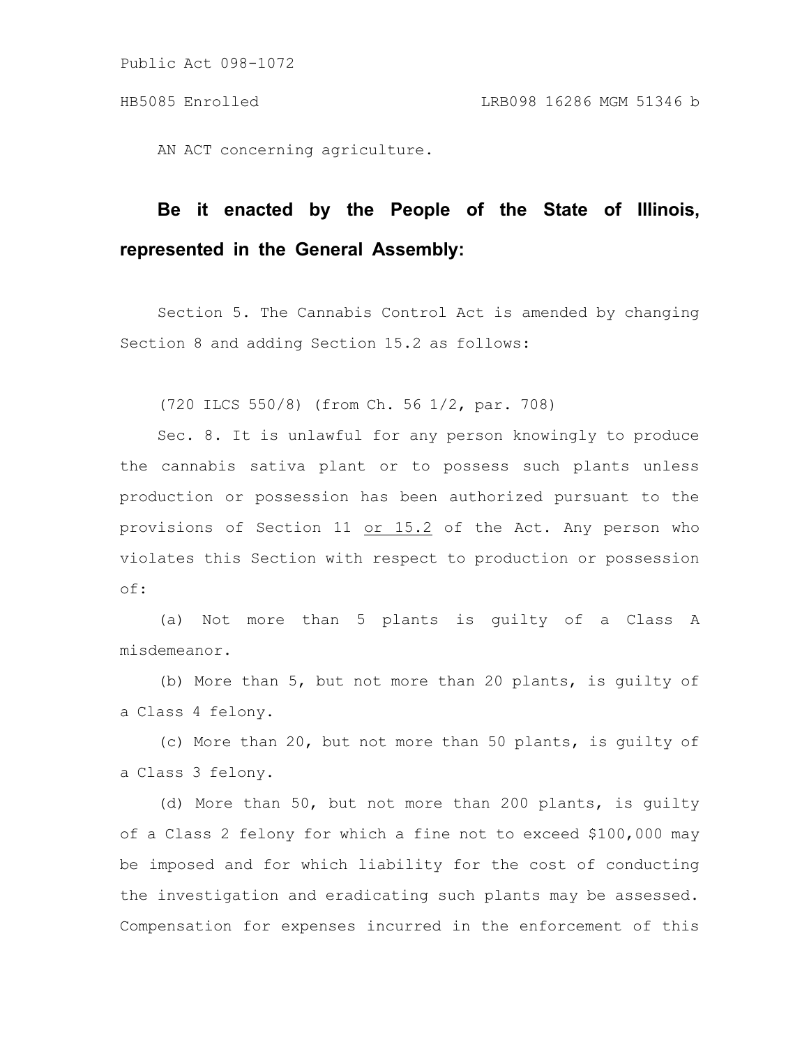Public Act 098-1072

HB5085 Enrolled LRB098 16286 MGM 51346 b

AN ACT concerning agriculture.

**Be it enacted by the People of the State of Illinois, represented in the General Assembly:**

Section 5. The Cannabis Control Act is amended by changing Section 8 and adding Section 15.2 as follows:

(720 ILCS 550/8) (from Ch. 56 1/2, par. 708)

Sec. 8. It is unlawful for any person knowingly to produce the cannabis sativa plant or to possess such plants unless production or possession has been authorized pursuant to the provisions of Section 11 <u>or 15.2</u> of the Act. Any person who violates this Section with respect to production or possession of:

(a) Not more than 5 plants is guilty of a Class A misdemeanor.

(b) More than 5, but not more than 20 plants, is guilty of a Class 4 felony.

(c) More than 20, but not more than 50 plants, is guilty of a Class 3 felony.

(d) More than 50, but not more than 200 plants, is guilty of a Class 2 felony for which a fine not to exceed $100,000 may be imposed and for which liability for the cost of conducting the investigation and eradicating such plants may be assessed. Compensation for expenses incurred in the enforcement of this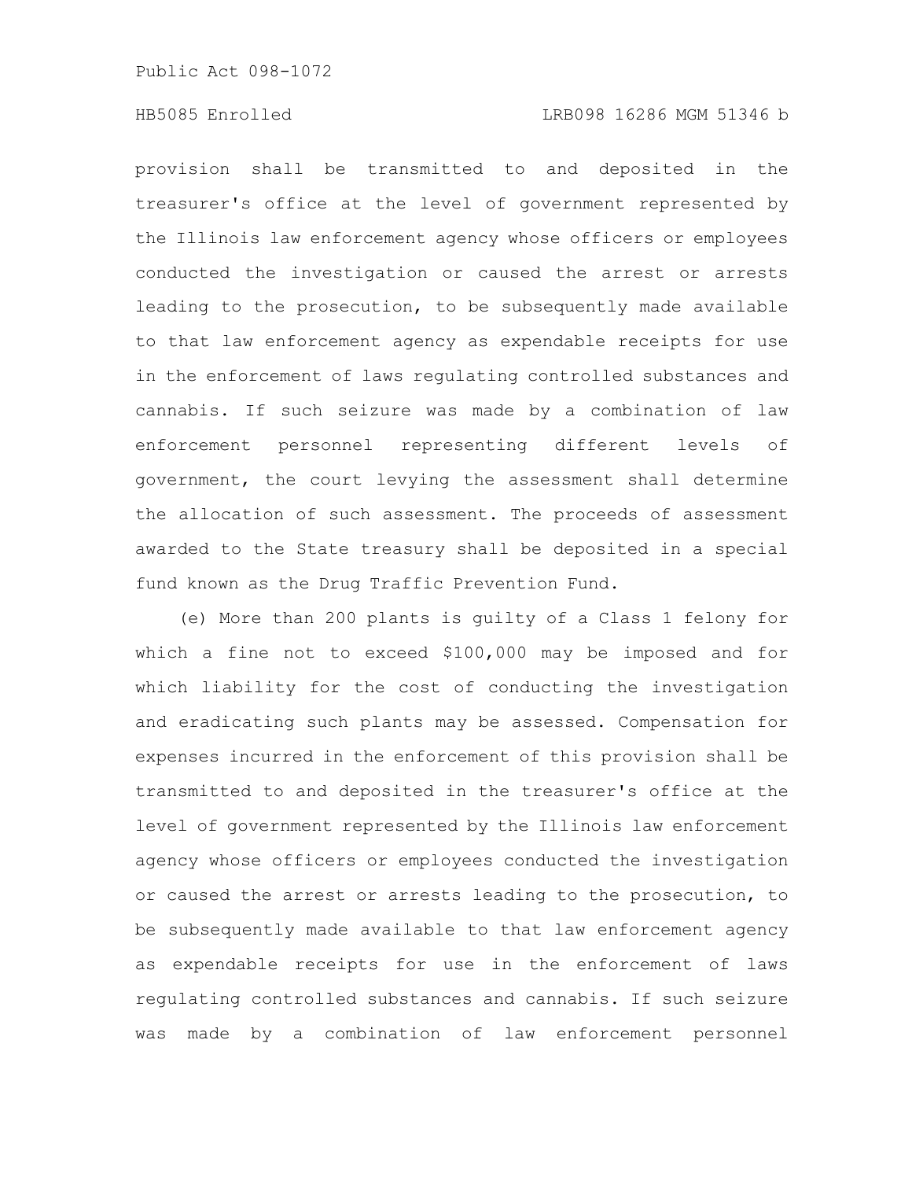provision shall be transmitted to and deposited in the treasurer's office at the level of government represented by the Illinois law enforcement agency whose officers or employees conducted the investigation or caused the arrest or arrests leading to the prosecution, to be subsequently made available to that law enforcement agency as expendable receipts for use in the enforcement of laws regulating controlled substances and cannabis. If such seizure was made by a combination of law enforcement personnel representing different levels of government, the court levying the assessment shall determine the allocation of such assessment. The proceeds of assessment awarded to the State treasury shall be deposited in a special fund known as the Drug Traffic Prevention Fund.

(e) More than 200 plants is guilty of a Class 1 felony for which a fine not to exceed $100,000 may be imposed and for which liability for the cost of conducting the investigation and eradicating such plants may be assessed. Compensation for expenses incurred in the enforcement of this provision shall be transmitted to and deposited in the treasurer's office at the level of government represented by the Illinois law enforcement agency whose officers or employees conducted the investigation or caused the arrest or arrests leading to the prosecution, to be subsequently made available to that law enforcement agency as expendable receipts for use in the enforcement of laws regulating controlled substances and cannabis. If such seizure was made by a combination of law enforcement personnel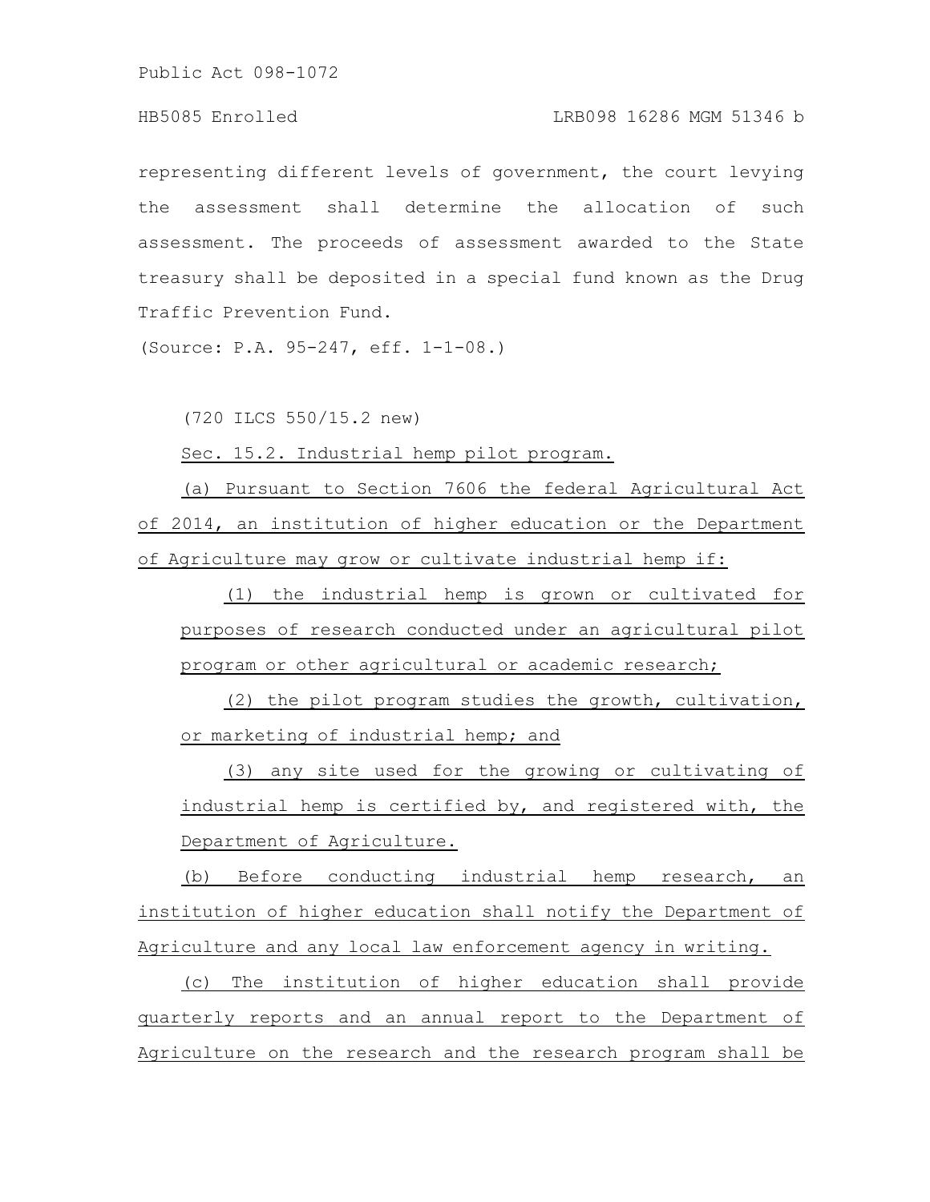representing different levels of government, the court levying the assessment shall determine the allocation of such assessment. The proceeds of assessment awarded to the State treasury shall be deposited in a special fund known as the Drug Traffic Prevention Fund.

(Source: P.A. 95-247, eff. 1-1-08.)

(720 ILCS 550/15.2 new)

Sec. 15.2. Industrial hemp pilot program.

(a) Pursuant to Section 7606 the federal Agricultural Act of 2014, an institution of higher education or the Department of Agriculture may grow or cultivate industrial hemp if:

(1) the industrial hemp is grown or cultivated for purposes of research conducted under an agricultural pilot program or other agricultural or academic research;

(2) the pilot program studies the growth, cultivation, or marketing of industrial hemp; and

(3) any site used for the growing or cultivating of industrial hemp is certified by, and registered with, the Department of Agriculture.

(b) Before conducting industrial hemp research, an institution of higher education shall notify the Department of Agriculture and any local law enforcement agency in writing.

(c) The institution of higher education shall provide quarterly reports and an annual report to the Department of Agriculture on the research and the research program shall be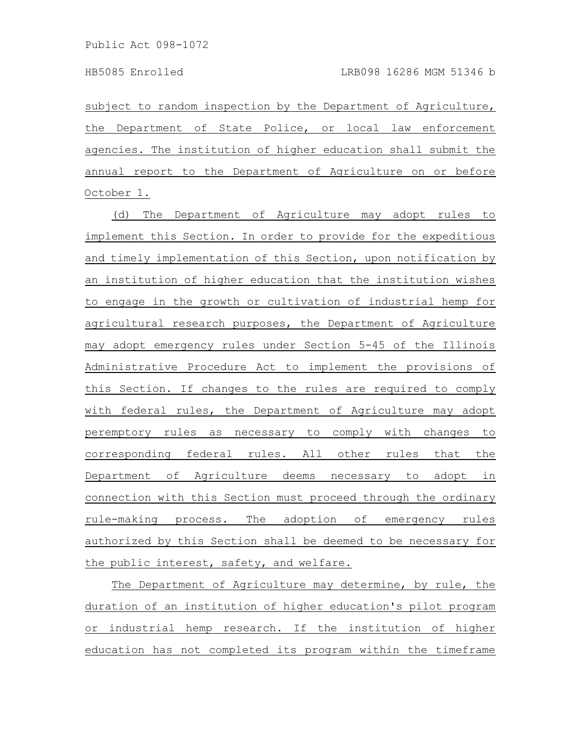subject to random inspection by the Department of Agriculture, the Department of State Police, or local law enforcement agencies. The institution of higher education shall submit the annual report to the Department of Agriculture on or before October 1.

(d) The Department of Agriculture may adopt rules to implement this Section. In order to provide for the expeditious and timely implementation of this Section, upon notification by an institution of higher education that the institution wishes to engage in the growth or cultivation of industrial hemp for agricultural research purposes, the Department of Agriculture may adopt emergency rules under Section 5-45 of the Illinois Administrative Procedure Act to implement the provisions of this Section. If changes to the rules are required to comply with federal rules, the Department of Agriculture may adopt peremptory rules as necessary to comply with changes to corresponding federal rules. All other rules that the Department of Agriculture deems necessary to adopt in connection with this Section must proceed through the ordinary rule-making process. The adoption of emergency rules authorized by this Section shall be deemed to be necessary for the public interest, safety, and welfare.

The Department of Agriculture may determine, by rule, the duration of an institution of higher education's pilot program or industrial hemp research. If the institution of higher education has not completed its program within the timeframe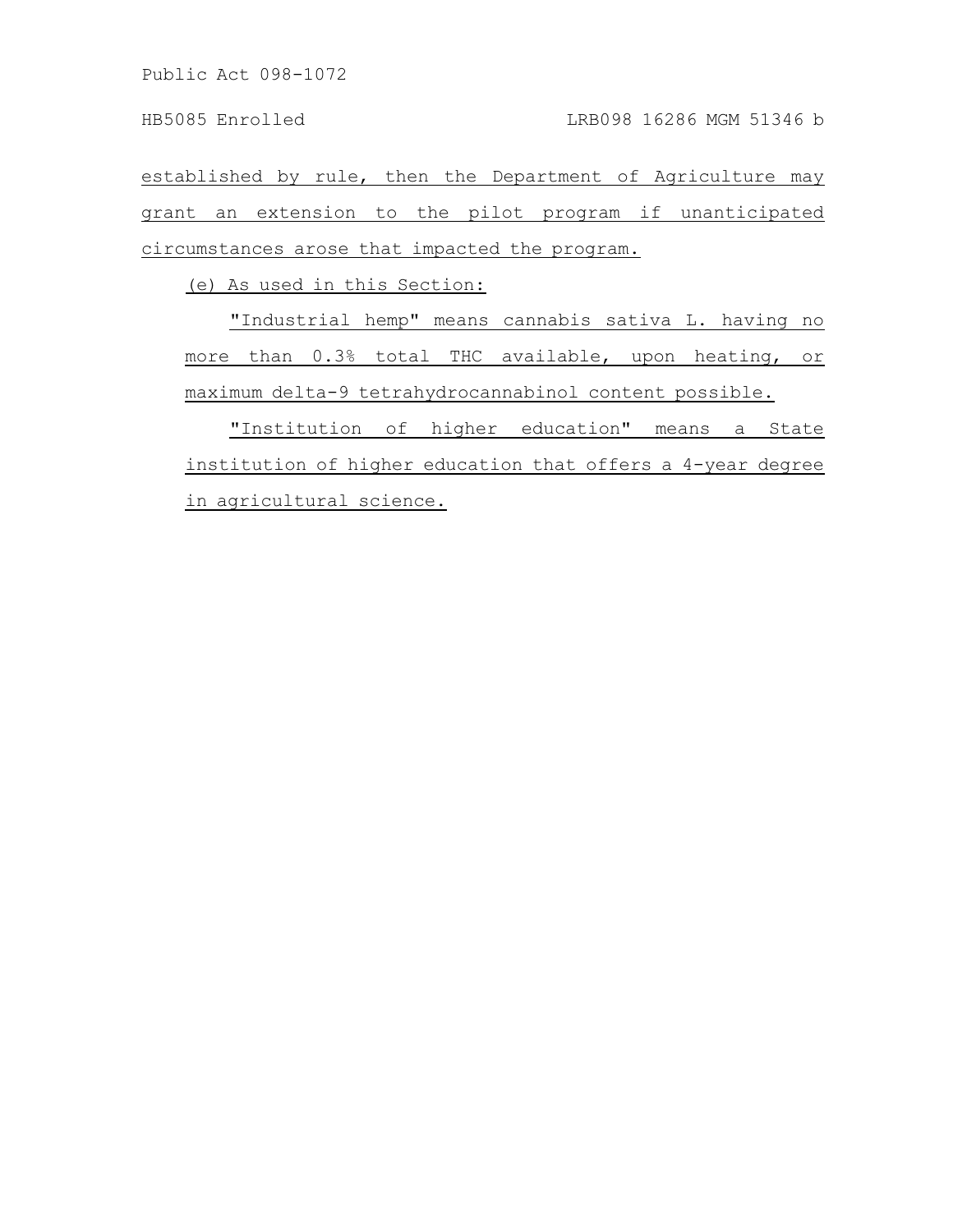established by rule, then the Department of Agriculture may grant an extension to the pilot program if unanticipated circumstances arose that impacted the program.

(e) As used in this Section:

"Industrial hemp" means cannabis sativa L. having no more than 0.3% total THC available, upon heating, or maximum delta-9 tetrahydrocannabinol content possible.

"Institution of higher education" means a State institution of higher education that offers a 4-year degree in agricultural science.